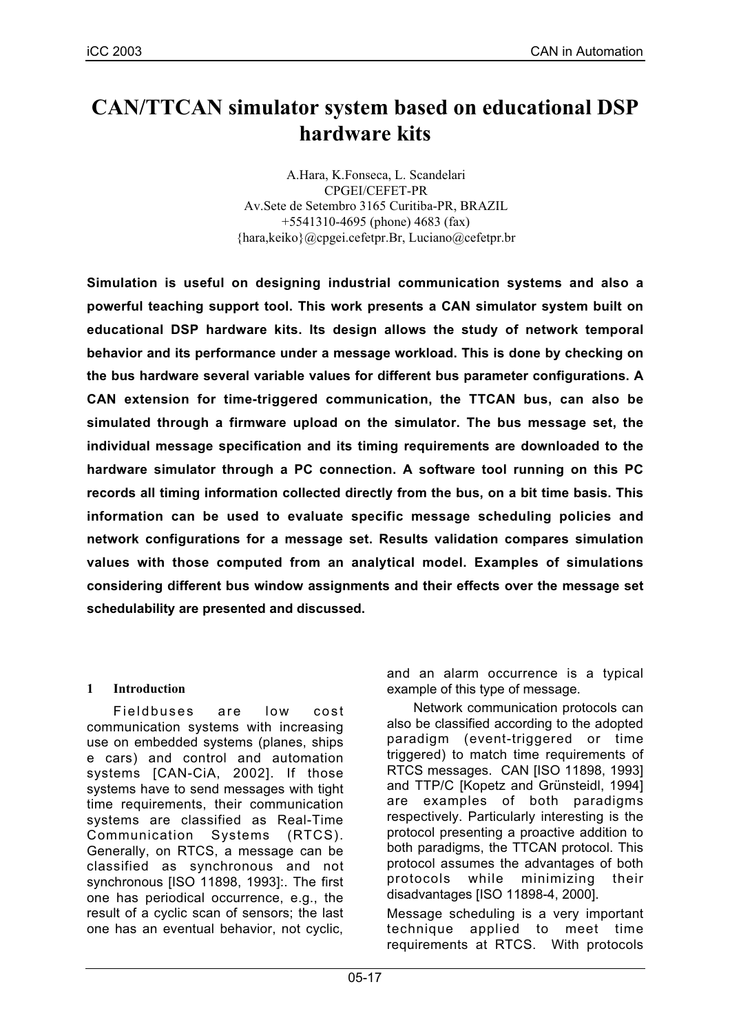# CAN/TTCAN simulator system based on educational DSP hardware kits

A.Hara, K.Fonseca, L. Scandelari
CPGEI/CEFET-PR
Av.Sete de Setembro 3165 Curitiba-PR, BRAZIL
+5541310-4695 (phone) 4683 (fax)
{hara,keiko}@cpgei.cefetpr.Br, Luciano@cefetpr.br

**Simulation is useful on designing industrial communication systems and also a powerful teaching support tool. This work presents a CAN simulator system built on educational DSP hardware kits. Its design allows the study of network temporal behavior and its performance under a message workload. This is done by checking on the bus hardware several variable values for different bus parameter configurations. A CAN extension for time-triggered communication, the TTCAN bus, can also be simulated through a firmware upload on the simulator. The bus message set, the individual message specification and its timing requirements are downloaded to the hardware simulator through a PC connection. A software tool running on this PC records all timing information collected directly from the bus, on a bit time basis. This information can be used to evaluate specific message scheduling policies and network configurations for a message set. Results validation compares simulation values with those computed from an analytical model. Examples of simulations considering different bus window assignments and their effects over the message set schedulability are presented and discussed.**

## 1 Introduction

Fieldbuses are low cost communication systems with increasing use on embedded systems (planes, ships e cars) and control and automation systems [CAN-CiA, 2002]. If those systems have to send messages with tight time requirements, their communication systems are classified as Real-Time Communication Systems (RTCS). Generally, on RTCS, a message can be classified as synchronous and not synchronous [ISO 11898, 1993]:. The first one has periodical occurrence, e.g., the result of a cyclic scan of sensors; the last one has an eventual behavior, not cyclic, and an alarm occurrence is a typical example of this type of message.

Network communication protocols can also be classified according to the adopted paradigm (event-triggered or time triggered) to match time requirements of RTCS messages. CAN [ISO 11898, 1993] and TTP/C [Kopetz and Grünsteidl, 1994] are examples of both paradigms respectively. Particularly interesting is the protocol presenting a proactive addition to both paradigms, the TTCAN protocol. This protocol assumes the advantages of both protocols while minimizing their disadvantages [ISO 11898-4, 2000].

Message scheduling is a very important technique applied to meet time requirements at RTCS. With protocols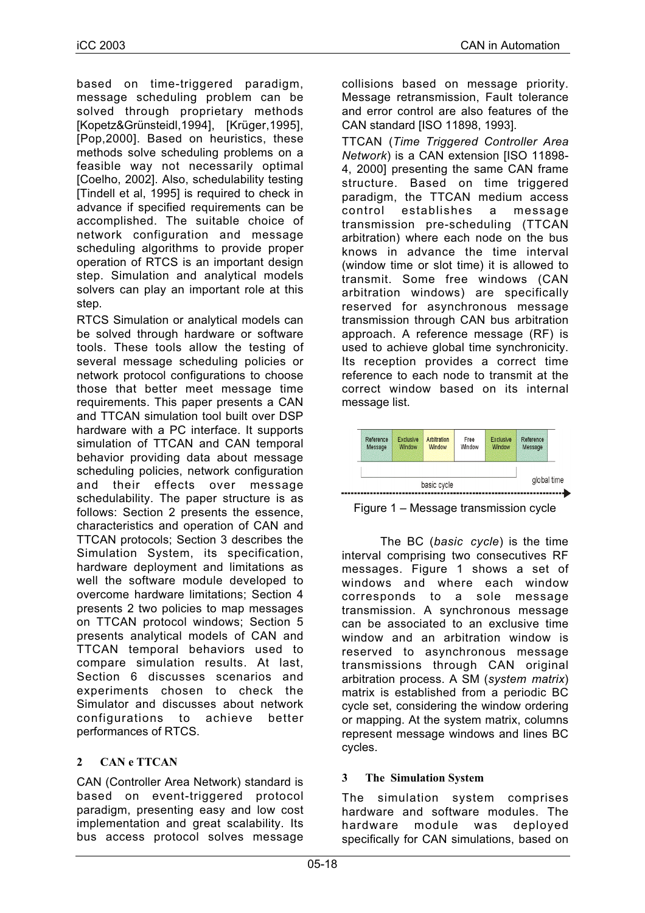based on time-triggered paradigm, message scheduling problem can be solved through proprietary methods [Kopetz&Grünsteidl,1994], [Krüger,1995], [Pop,2000]. Based on heuristics, these methods solve scheduling problems on a feasible way not necessarily optimal [Coelho, 2002]. Also, schedulability testing [Tindell et al, 1995] is required to check in advance if specified requirements can be accomplished. The suitable choice of network configuration and message scheduling algorithms to provide proper operation of RTCS is an important design step. Simulation and analytical models solvers can play an important role at this step.

RTCS Simulation or analytical models can be solved through hardware or software tools. These tools allow the testing of several message scheduling policies or network protocol configurations to choose those that better meet message time requirements. This paper presents a CAN and TTCAN simulation tool built over DSP hardware with a PC interface. It supports simulation of TTCAN and CAN temporal behavior providing data about message scheduling policies, network configuration and their effects over message schedulability. The paper structure is as follows: Section 2 presents the essence, characteristics and operation of CAN and TTCAN protocols; Section 3 describes the Simulation System, its specification, hardware deployment and limitations as well the software module developed to overcome hardware limitations; Section 4 presents 2 two policies to map messages on TTCAN protocol windows; Section 5 presents analytical models of CAN and TTCAN temporal behaviors used to compare simulation results. At last, Section 6 discusses scenarios and experiments chosen to check the Simulator and discusses about network configurations to achieve better performances of RTCS.

## 2 CAN e TTCAN

CAN (Controller Area Network) standard is based on event-triggered protocol paradigm, presenting easy and low cost implementation and great scalability. Its bus access protocol solves message collisions based on message priority. Message retransmission, Fault tolerance and error control are also features of the CAN standard [ISO 11898, 1993].

TTCAN (*Time Triggered Controller Area Network*) is a CAN extension [ISO 11898-4, 2000] presenting the same CAN frame structure. Based on time triggered paradigm, the TTCAN medium access control establishes a message transmission pre-scheduling (TTCAN arbitration) where each node on the bus knows in advance the time interval (window time or slot time) it is allowed to transmit. Some free windows (CAN arbitration windows) are specifically reserved for asynchronous message transmission through CAN bus arbitration approach. A reference message (RF) is used to achieve global time synchronicity. Its reception provides a correct time reference to each node to transmit at the correct window based on its internal message list.

| Reference Message | Exclusive Window | Arbitration Window | Free Window | Exclusive Window | Reference Message |
|---|---|---|---|---|---|

basic cycle — global time

Figure 1 – Message transmission cycle

The BC (*basic cycle*) is the time interval comprising two consecutives RF messages. Figure 1 shows a set of windows and where each window corresponds to a sole message transmission. A synchronous message can be associated to an exclusive time window and an arbitration window is reserved to asynchronous message transmissions through CAN original arbitration process. A SM (*system matrix*) matrix is established from a periodic BC cycle set, considering the window ordering or mapping. At the system matrix, columns represent message windows and lines BC cycles.

## 3 The Simulation System

The simulation system comprises hardware and software modules. The hardware module was deployed specifically for CAN simulations, based on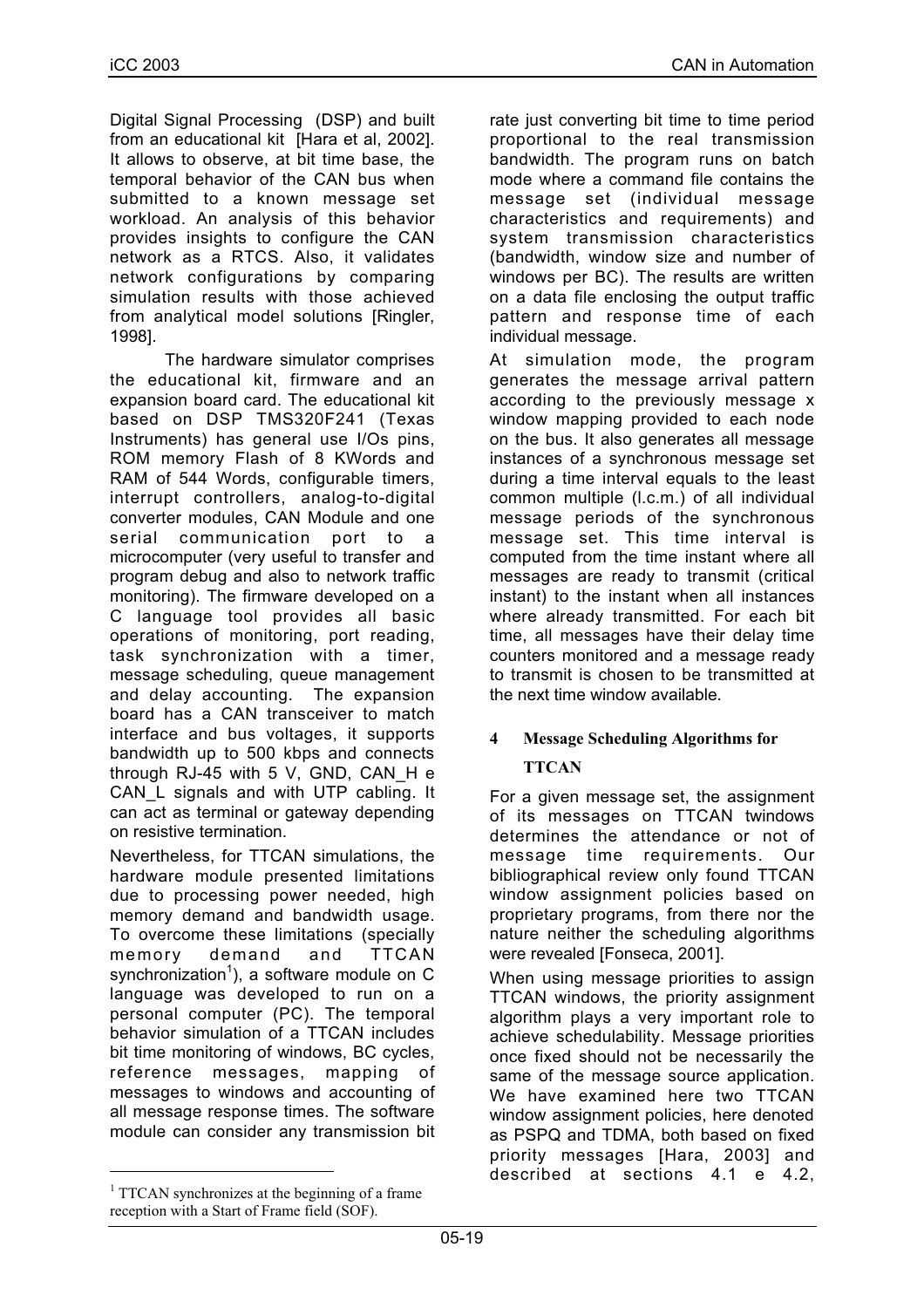Digital Signal Processing (DSP) and built from an educational kit [Hara et al, 2002]. It allows to observe, at bit time base, the temporal behavior of the CAN bus when submitted to a known message set workload. An analysis of this behavior provides insights to configure the CAN network as a RTCS. Also, it validates network configurations by comparing simulation results with those achieved from analytical model solutions [Ringler, 1998].

The hardware simulator comprises the educational kit, firmware and an expansion board card. The educational kit based on DSP TMS320F241 (Texas Instruments) has general use I/Os pins, ROM memory Flash of 8 KWords and RAM of 544 Words, configurable timers, interrupt controllers, analog-to-digital converter modules, CAN Module and one serial communication port to a microcomputer (very useful to transfer and program debug and also to network traffic monitoring). The firmware developed on a C language tool provides all basic operations of monitoring, port reading, task synchronization with a timer, message scheduling, queue management and delay accounting. The expansion board has a CAN transceiver to match interface and bus voltages, it supports bandwidth up to 500 kbps and connects through RJ-45 with 5 V, GND, CAN_H e CAN_L signals and with UTP cabling. It can act as terminal or gateway depending on resistive termination.

Nevertheless, for TTCAN simulations, the hardware module presented limitations due to processing power needed, high memory demand and bandwidth usage. To overcome these limitations (specially memory demand and TTCAN synchronization[1]), a software module on C language was developed to run on a personal computer (PC). The temporal behavior simulation of a TTCAN includes bit time monitoring of windows, BC cycles, reference messages, mapping of messages to windows and accounting of all message response times. The software module can consider any transmission bit rate just converting bit time to time period proportional to the real transmission bandwidth. The program runs on batch mode where a command file contains the message set (individual message characteristics and requirements) and system transmission characteristics (bandwidth, window size and number of windows per BC). The results are written on a data file enclosing the output traffic pattern and response time of each individual message.

At simulation mode, the program generates the message arrival pattern according to the previously message x window mapping provided to each node on the bus. It also generates all message instances of a synchronous message set during a time interval equals to the least common multiple (l.c.m.) of all individual message periods of the synchronous message set. This time interval is computed from the time instant where all messages are ready to transmit (critical instant) to the instant when all instances where already transmitted. For each bit time, all messages have their delay time counters monitored and a message ready to transmit is chosen to be transmitted at the next time window available.

## 4 Message Scheduling Algorithms for TTCAN

For a given message set, the assignment of its messages on TTCAN twindows determines the attendance or not of message time requirements. Our bibliographical review only found TTCAN window assignment policies based on proprietary programs, from there nor the nature neither the scheduling algorithms were revealed [Fonseca, 2001].

When using message priorities to assign TTCAN windows, the priority assignment algorithm plays a very important role to achieve schedulability. Message priorities once fixed should not be necessarily the same of the message source application. We have examined here two TTCAN window assignment policies, here denoted as PSPQ and TDMA, both based on fixed priority messages [Hara, 2003] and described at sections 4.1 e 4.2,

[1] TTCAN synchronizes at the beginning of a frame reception with a Start of Frame field (SOF).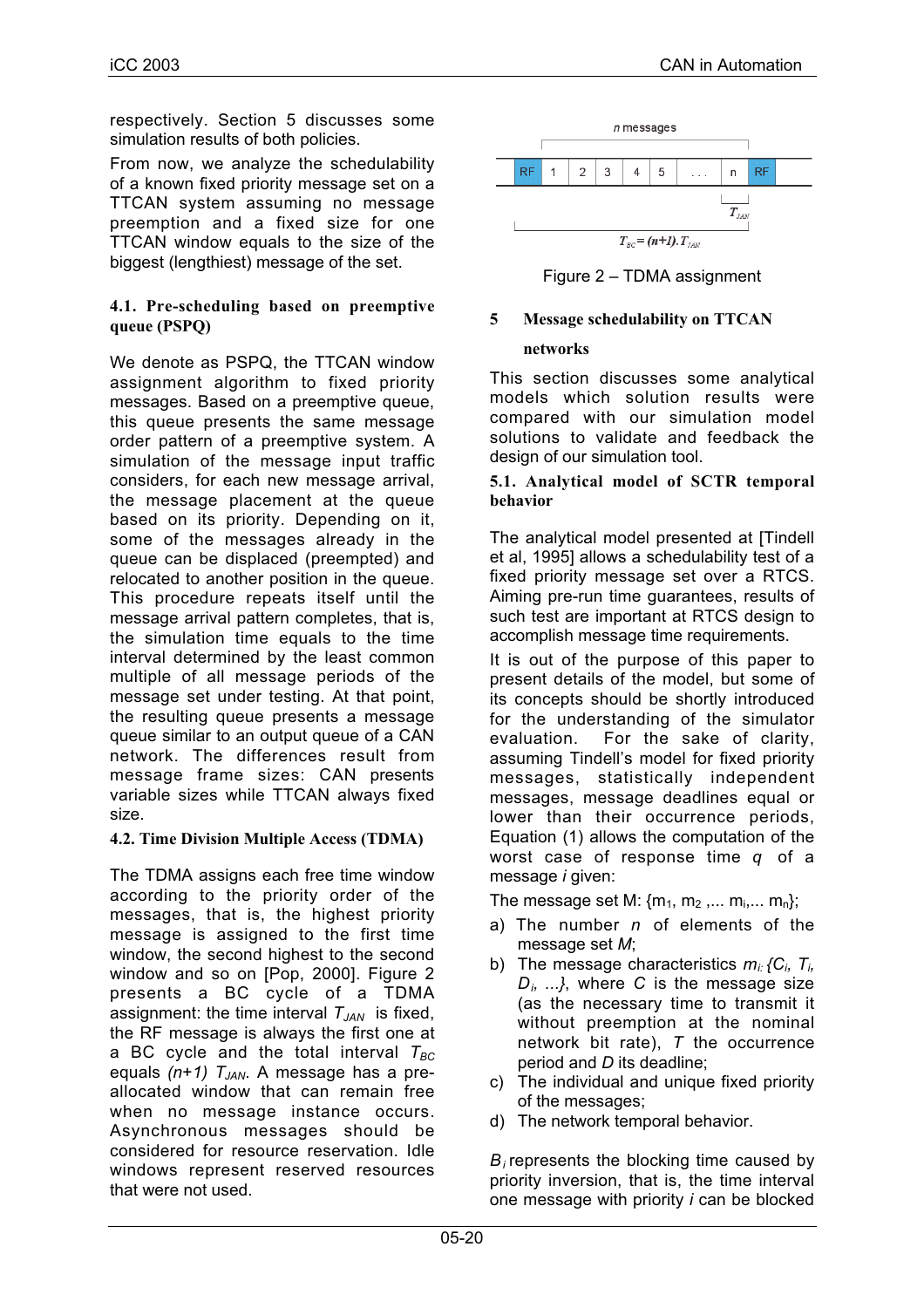respectively. Section 5 discusses some simulation results of both policies.

From now, we analyze the schedulability of a known fixed priority message set on a TTCAN system assuming no message preemption and a fixed size for one TTCAN window equals to the size of the biggest (lengthiest) message of the set.

### 4.1. Pre-scheduling based on preemptive queue (PSPQ)

We denote as PSPQ, the TTCAN window assignment algorithm to fixed priority messages. Based on a preemptive queue, this queue presents the same message order pattern of a preemptive system. A simulation of the message input traffic considers, for each new message arrival, the message placement at the queue based on its priority. Depending on it, some of the messages already in the queue can be displaced (preempted) and relocated to another position in the queue. This procedure repeats itself until the message arrival pattern completes, that is, the simulation time equals to the time interval determined by the least common multiple of all message periods of the message set under testing. At that point, the resulting queue presents a message queue similar to an output queue of a CAN network. The differences result from message frame sizes: CAN presents variable sizes while TTCAN always fixed size.

### 4.2. Time Division Multiple Access (TDMA)

The TDMA assigns each free time window according to the priority order of the messages, that is, the highest priority message is assigned to the first time window, the second highest to the second window and so on [Pop, 2000]. Figure 2 presents a BC cycle of a TDMA assignment: the time interval $T_{JAN}$ is fixed, the RF message is always the first one at a BC cycle and the total interval $T_{BC}$ equals *(n+1)* $T_{JAN}$. A message has a pre-allocated window that can remain free when no message instance occurs. Asynchronous messages should be considered for resource reservation. Idle windows represent reserved resources that were not used.

Figure 2 – TDMA assignment

## 5 Message schedulability on TTCAN networks

This section discusses some analytical models which solution results were compared with our simulation model solutions to validate and feedback the design of our simulation tool.

### 5.1. Analytical model of SCTR temporal behavior

The analytical model presented at [Tindell et al, 1995] allows a schedulability test of a fixed priority message set over a RTCS. Aiming pre-run time guarantees, results of such test are important at RTCS design to accomplish message time requirements.

It is out of the purpose of this paper to present details of the model, but some of its concepts should be shortly introduced for the understanding of the simulator evaluation. For the sake of clarity, assuming Tindell's model for fixed priority messages, statistically independent messages, message deadlines equal or lower than their occurrence periods, Equation (1) allows the computation of the worst case of response time *q* of a message *i* given:

The message set M: $\{m_1, m_2, \ldots m_i, \ldots m_n\}$;

a) The number *n* of elements of the message set *M*;
b) The message characteristics $m_i$: $\{C_i, T_i, D_i, \ldots\}$, where *C* is the message size (as the necessary time to transmit it without preemption at the nominal network bit rate), *T* the occurrence period and *D* its deadline;
c) The individual and unique fixed priority of the messages;
d) The network temporal behavior.

$B_i$ represents the blocking time caused by priority inversion, that is, the time interval one message with priority *i* can be blocked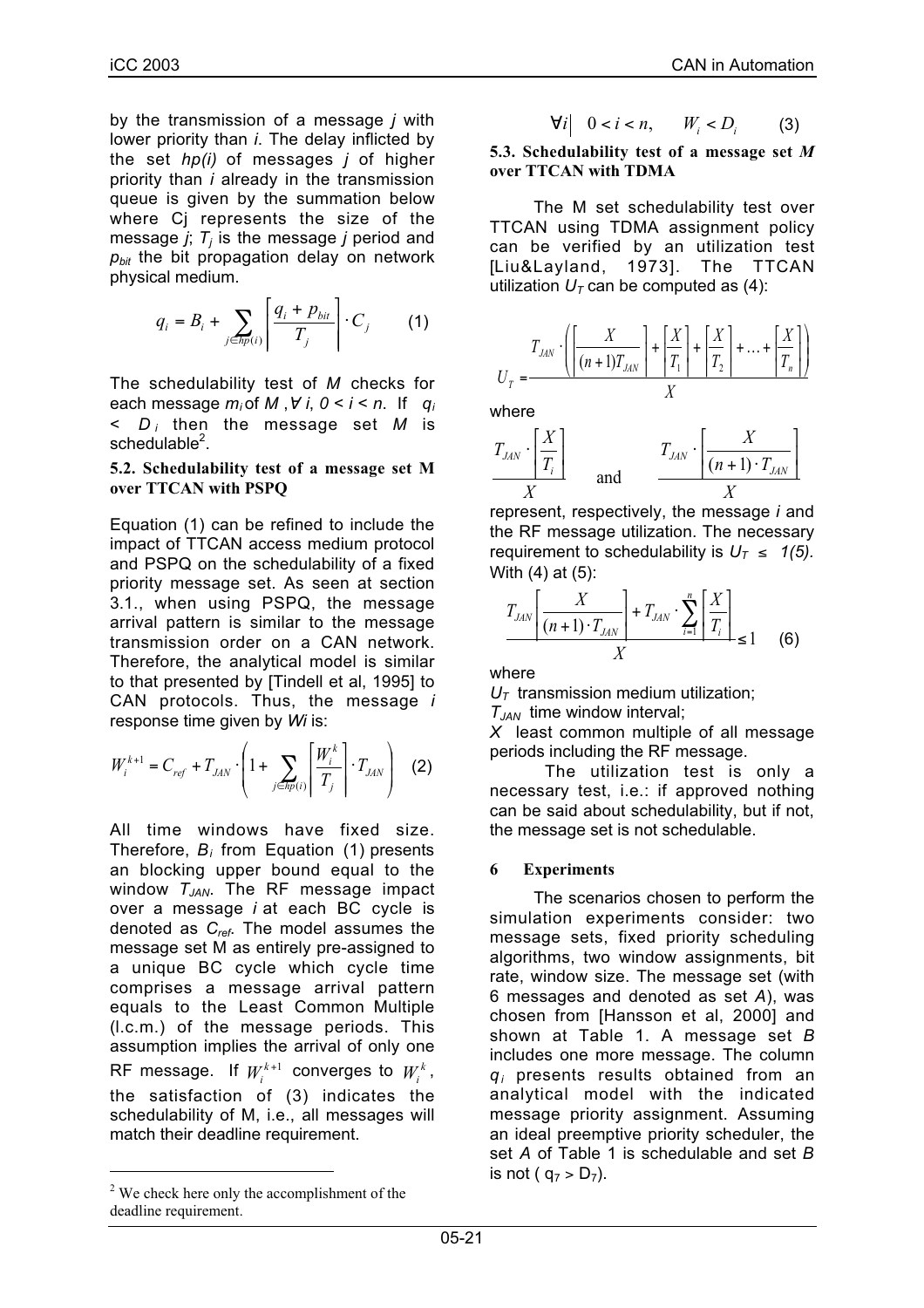by the transmission of a message $j$ with lower priority than $i$. The delay inflicted by the set $hp(i)$ of messages $j$ of higher priority than $i$ already in the transmission queue is given by the summation below where Cj represents the size of the message $j$; $T_j$ is the message $j$ period and $p_{bit}$ the bit propagation delay on network physical medium.

$$q_i = B_i + \sum_{j \in hp(i)} \left\lceil \frac{q_i + p_{bit}}{T_j} \right\rceil \cdot C_j \qquad (1)$$

The schedulability test of $M$ checks for each message $m_i$ of $M$, $\forall i$, $0 < i < n$. If $q_i < D_i$ then the message set $M$ is schedulable[2].

### 5.2. Schedulability test of a message set M over TTCAN with PSPQ

Equation (1) can be refined to include the impact of TTCAN access medium protocol and PSPQ on the schedulability of a fixed priority message set. As seen at section 3.1., when using PSPQ, the message arrival pattern is similar to the message transmission order on a CAN network. Therefore, the analytical model is similar to that presented by [Tindell et al, 1995] to CAN protocols. Thus, the message $i$ response time given by $Wi$ is:

$$W_i^{k+1} = C_{ref} + T_{JAN} \cdot \left( 1 + \sum_{j \in hp(i)} \left\lceil \frac{W_i^k}{T_j} \right\rceil \cdot T_{JAN} \right) \qquad (2)$$

All time windows have fixed size. Therefore, $B_i$ from Equation (1) presents an blocking upper bound equal to the window $T_{JAN}$. The RF message impact over a message $i$ at each BC cycle is denoted as $C_{ref}$. The model assumes the message set M as entirely pre-assigned to a unique BC cycle which cycle time comprises a message arrival pattern equals to the Least Common Multiple (l.c.m.) of the message periods. This assumption implies the arrival of only one RF message. If $W_i^{k+1}$ converges to $W_i^k$, the satisfaction of (3) indicates the schedulability of M, i.e., all messages will match their deadline requirement.

$$\forall i \left| \quad 0 < i < n, \qquad W_i < D_i \right. \qquad (3)$$

### 5.3. Schedulability test of a message set $M$ over TTCAN with TDMA

The M set schedulability test over TTCAN using TDMA assignment policy can be verified by an utilization test [Liu&Layland, 1973]. The TTCAN utilization $U_T$ can be computed as (4):

$$U_T = \frac{T_{JAN} \cdot \left( \left\lceil \frac{X}{(n+1)T_{JAN}} \right\rceil + \left\lceil \frac{X}{T_1} \right\rceil + \left\lceil \frac{X}{T_2} \right\rceil + \ldots + \left\lceil \frac{X}{T_n} \right\rceil \right)}{X}$$

where

$$\frac{T_{JAN} \cdot \left\lceil \frac{X}{T_i} \right\rceil}{X} \quad \text{and} \quad \frac{T_{JAN} \cdot \left\lceil \frac{X}{(n+1) \cdot T_{JAN}} \right\rceil}{X}$$

represent, respectively, the message $i$ and the RF message utilization. The necessary requirement to schedulability is $U_T \leq 1$ (5). With (4) at (5):

$$\frac{T_{JAN} \left\lceil \frac{X}{(n+1) \cdot T_{JAN}} \right\rceil + T_{JAN} \cdot \sum_{i=1}^{n} \left\lceil \frac{X}{T_i} \right\rceil}{X} \leq 1 \qquad (6)$$

where

$U_T$ transmission medium utilization;

$T_{JAN}$ time window interval;

$X$ least common multiple of all message periods including the RF message.

The utilization test is only a necessary test, i.e.: if approved nothing can be said about schedulability, but if not, the message set is not schedulable.

## 6 Experiments

The scenarios chosen to perform the simulation experiments consider: two message sets, fixed priority scheduling algorithms, two window assignments, bit rate, window size. The message set (with 6 messages and denoted as set $A$), was chosen from [Hansson et al, 2000] and shown at Table 1. A message set $B$ includes one more message. The column $q_i$ presents results obtained from an analytical model with the indicated message priority assignment. Assuming an ideal preemptive priority scheduler, the set $A$ of Table 1 is schedulable and set $B$ is not ( $q_7 > D_7$).

[2] We check here only the accomplishment of the deadline requirement.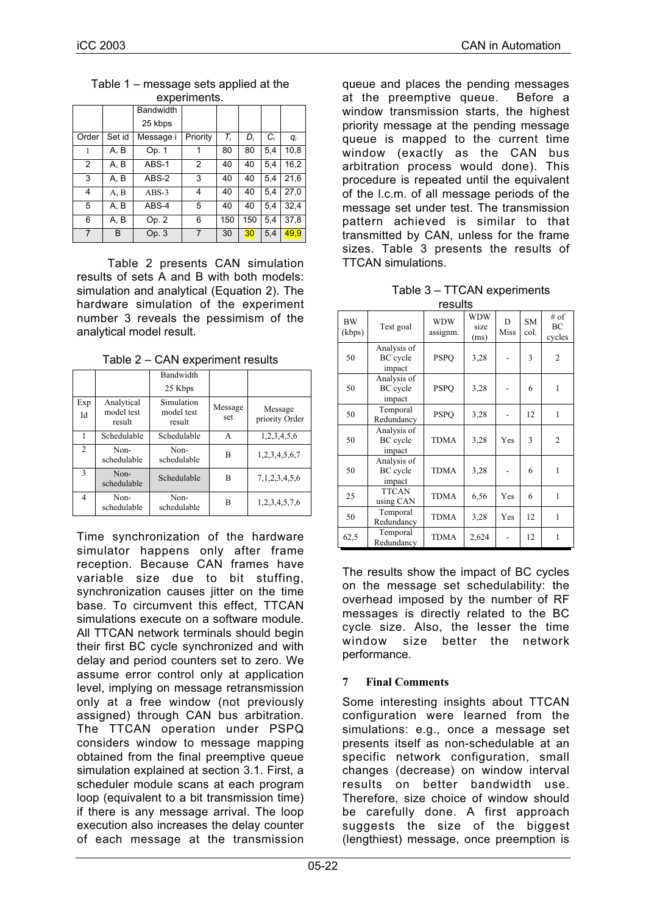Table 1 – message sets applied at the experiments.

| | | Bandwidth 25 kbps | | | | | |
|---|---|---|---|---|---|---|---|
| Order | Set id | Message i | Priority | $T_i$ | $D_i$ | $C_i$ | $q_i$ |
| 1 | A, B | Op. 1 | 1 | 80 | 80 | 5,4 | 10,8 |
| 2 | A, B | ABS-1 | 2 | 40 | 40 | 5,4 | 16,2 |
| 3 | A, B | ABS-2 | 3 | 40 | 40 | 5,4 | 21,6 |
| 4 | A, B | ABS-3 | 4 | 40 | 40 | 5,4 | 27,0 |
| 5 | A, B | ABS-4 | 5 | 40 | 40 | 5,4 | 32,4 |
| 6 | A, B | Op. 2 | 6 | 150 | 150 | 5,4 | 37,8 |
| 7 | B | Op. 3 | 7 | 30 | 30 | 5,4 | 49,9 |

Table 2 presents CAN simulation results of sets A and B with both models: simulation and analytical (Equation 2). The hardware simulation of the experiment number 3 reveals the pessimism of the analytical model result.

Table 2 – CAN experiment results

| | | Bandwidth 25 Kbps | | |
|---|---|---|---|---|
| Exp Id | Analytical model test result | Simulation model test result | Message set | Message priority Order |
| 1 | Schedulable | Schedulable | A | 1,2,3,4,5,6 |
| 2 | Non-schedulable | Non-schedulable | B | 1,2,3,4,5,6,7 |
| 3 | Non-schedulable | Schedulable | B | 7,1,2,3,4,5,6 |
| 4 | Non-schedulable | Non-schedulable | B | 1,2,3,4,5,7,6 |

Time synchronization of the hardware simulator happens only after frame reception. Because CAN frames have variable size due to bit stuffing, synchronization causes jitter on the time base. To circumvent this effect, TTCAN simulations execute on a software module. All TTCAN network terminals should begin their first BC cycle synchronized and with delay and period counters set to zero. We assume error control only at application level, implying on message retransmission only at a free window (not previously assigned) through CAN bus arbitration. The TTCAN operation under PSPQ considers window to message mapping obtained from the final preemptive queue simulation explained at section 3.1. First, a scheduler module scans at each program loop (equivalent to a bit transmission time) if there is any message arrival. The loop execution also increases the delay counter of each message at the transmission queue and places the pending messages at the preemptive queue. Before a window transmission starts, the highest priority message at the pending message queue is mapped to the current time window (exactly as the CAN bus arbitration process would done). This procedure is repeated until the equivalent of the l.c.m. of all message periods of the message set under test. The transmission pattern achieved is similar to that transmitted by CAN, unless for the frame sizes. Table 3 presents the results of TTCAN simulations.

Table 3 – TTCAN experiments results

| BW (kbps) | Test goal | WDW assignm. | WDW size (ms) | D Miss | SM col. | # of BC cycles |
|---|---|---|---|---|---|---|
| 50 | Analysis of BC cycle impact | PSPQ | 3,28 | - | 3 | 2 |
| 50 | Analysis of BC cycle impact | PSPQ | 3,28 | - | 6 | 1 |
| 50 | Temporal Redundancy | PSPQ | 3,28 | - | 12 | 1 |
| 50 | Analysis of BC cycle impact | TDMA | 3,28 | Yes | 3 | 2 |
| 50 | Analysis of BC cycle impact | TDMA | 3,28 | - | 6 | 1 |
| 25 | TTCAN using CAN | TDMA | 6,56 | Yes | 6 | 1 |
| 50 | Temporal Redundancy | TDMA | 3,28 | Yes | 12 | 1 |
| 62,5 | Temporal Redundancy | TDMA | 2,624 | - | 12 | 1 |

The results show the impact of BC cycles on the message set schedulability: the overhead imposed by the number of RF messages is directly related to the BC cycle size. Also, the lesser the time window size better the network performance.

## 7 Final Comments

Some interesting insights about TTCAN configuration were learned from the simulations: e.g., once a message set presents itself as non-schedulable at an specific network configuration, small changes (decrease) on window interval results on better bandwidth use. Therefore, size choice of window should be carefully done. A first approach suggests the size of the biggest (lengthiest) message, once preemption is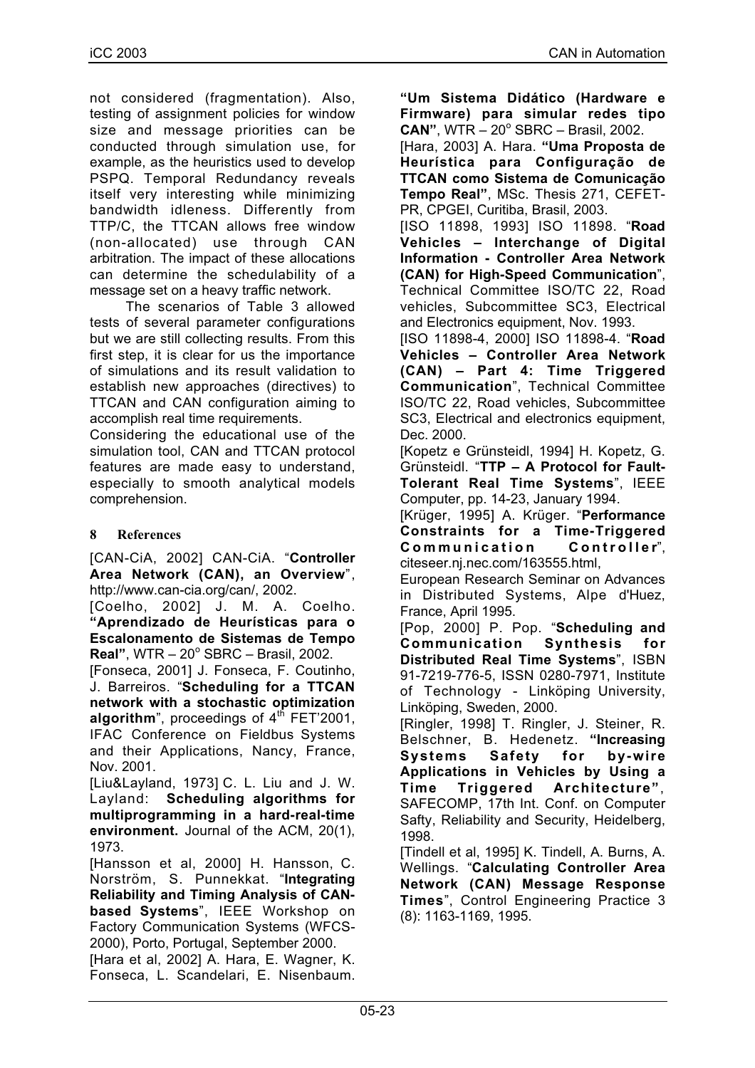not considered (fragmentation). Also, testing of assignment policies for window size and message priorities can be conducted through simulation use, for example, as the heuristics used to develop PSPQ. Temporal Redundancy reveals itself very interesting while minimizing bandwidth idleness. Differently from TTP/C, the TTCAN allows free window (non-allocated) use through CAN arbitration. The impact of these allocations can determine the schedulability of a message set on a heavy traffic network.

The scenarios of Table 3 allowed tests of several parameter configurations but we are still collecting results. From this first step, it is clear for us the importance of simulations and its result validation to establish new approaches (directives) to TTCAN and CAN configuration aiming to accomplish real time requirements.

Considering the educational use of the simulation tool, CAN and TTCAN protocol features are made easy to understand, especially to smooth analytical models comprehension.

## 8 References

[CAN-CiA, 2002] CAN-CiA. "**Controller Area Network (CAN), an Overview**", http://www.can-cia.org/can/, 2002.

[Coelho, 2002] J. M. A. Coelho. **"Aprendizado de Heurísticas para o Escalonamento de Sistemas de Tempo Real"**, WTR – 20º SBRC – Brasil, 2002.

[Fonseca, 2001] J. Fonseca, F. Coutinho, J. Barreiros. "**Scheduling for a TTCAN network with a stochastic optimization algorithm**", proceedings of 4th FET'2001, IFAC Conference on Fieldbus Systems and their Applications, Nancy, France, Nov. 2001.

[Liu&Layland, 1973] C. L. Liu and J. W. Layland: **Scheduling algorithms for multiprogramming in a hard-real-time environment.** Journal of the ACM, 20(1), 1973.

[Hansson et al, 2000] H. Hansson, C. Norström, S. Punnekkat. "**Integrating Reliability and Timing Analysis of CAN-based Systems**", IEEE Workshop on Factory Communication Systems (WFCS-2000), Porto, Portugal, September 2000.

[Hara et al, 2002] A. Hara, E. Wagner, K. Fonseca, L. Scandelari, E. Nisenbaum. **"Um Sistema Didático (Hardware e Firmware) para simular redes tipo CAN"**, WTR – 20º SBRC – Brasil, 2002.

[Hara, 2003] A. Hara. **"Uma Proposta de Heurística para Configuração de TTCAN como Sistema de Comunicação Tempo Real"**, MSc. Thesis 271, CEFET-PR, CPGEI, Curitiba, Brasil, 2003.

[ISO 11898, 1993] ISO 11898. "**Road Vehicles – Interchange of Digital Information - Controller Area Network (CAN) for High-Speed Communication**", Technical Committee ISO/TC 22, Road vehicles, Subcommittee SC3, Electrical and Electronics equipment, Nov. 1993.

[ISO 11898-4, 2000] ISO 11898-4. "**Road Vehicles – Controller Area Network (CAN) – Part 4: Time Triggered Communication**", Technical Committee ISO/TC 22, Road vehicles, Subcommittee SC3, Electrical and electronics equipment, Dec. 2000.

[Kopetz e Grünsteidl, 1994] H. Kopetz, G. Grünsteidl. "**TTP – A Protocol for Fault-Tolerant Real Time Systems**", IEEE Computer, pp. 14-23, January 1994.

[Krüger, 1995] A. Krüger. "**Performance Constraints for a Time-Triggered Communication Controller**", citeseer.nj.nec.com/163555.html, European Research Seminar on Advances in Distributed Systems, Alpe d'Huez, France, April 1995.

[Pop, 2000] P. Pop. "**Scheduling and Communication Synthesis for Distributed Real Time Systems**", ISBN 91-7219-776-5, ISSN 0280-7971, Institute of Technology - Linköping University, Linköping, Sweden, 2000.

[Ringler, 1998] T. Ringler, J. Steiner, R. Belschner, B. Hedenetz. **"Increasing Systems Safety for by-wire Applications in Vehicles by Using a Time Triggered Architecture"**, SAFECOMP, 17th Int. Conf. on Computer Safty, Reliability and Security, Heidelberg, 1998.

[Tindell et al, 1995] K. Tindell, A. Burns, A. Wellings. "**Calculating Controller Area Network (CAN) Message Response Times**", Control Engineering Practice 3 (8): 1163-1169, 1995.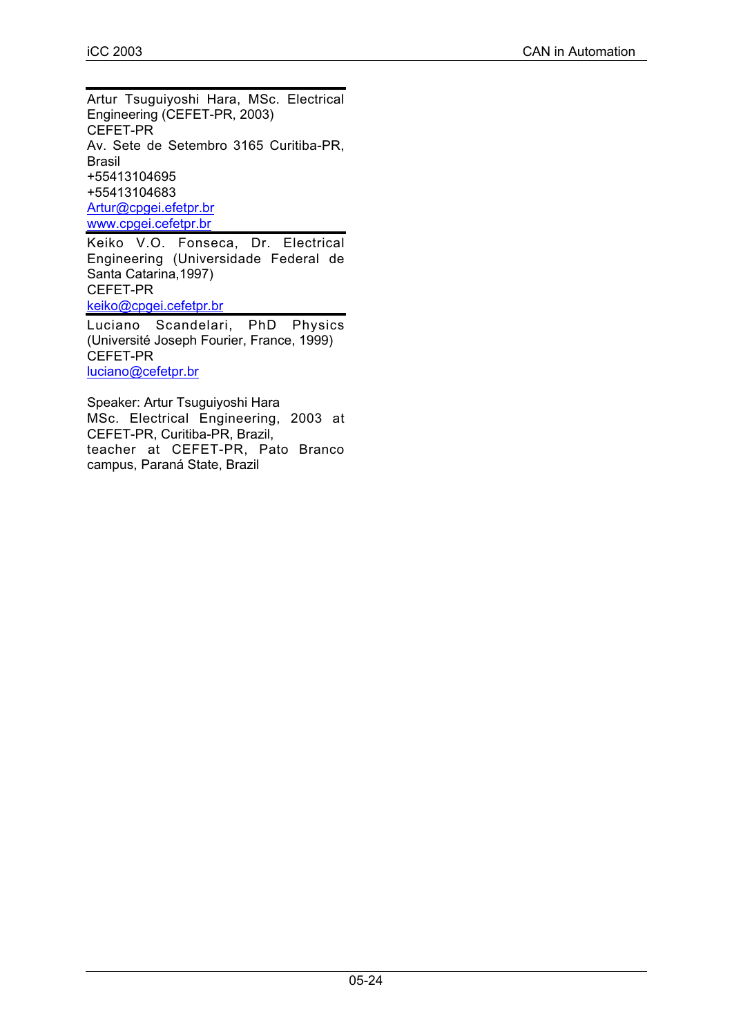Artur Tsuguiyoshi Hara, MSc. Electrical Engineering (CEFET-PR, 2003)
CEFET-PR
Av. Sete de Setembro 3165 Curitiba-PR, Brasil
+55413104695
+55413104683
Artur@cpgei.efetpr.br
www.cpgei.cefetpr.br

---

Keiko V.O. Fonseca, Dr. Electrical Engineering (Universidade Federal de Santa Catarina,1997)
CEFET-PR
keiko@cpgei.cefetpr.br

---

Luciano Scandelari, PhD Physics (Université Joseph Fourier, France, 1999)
CEFET-PR
luciano@cefetpr.br

Speaker: Artur Tsuguiyoshi Hara
MSc. Electrical Engineering, 2003 at CEFET-PR, Curitiba-PR, Brazil,
teacher at CEFET-PR, Pato Branco campus, Paraná State, Brazil